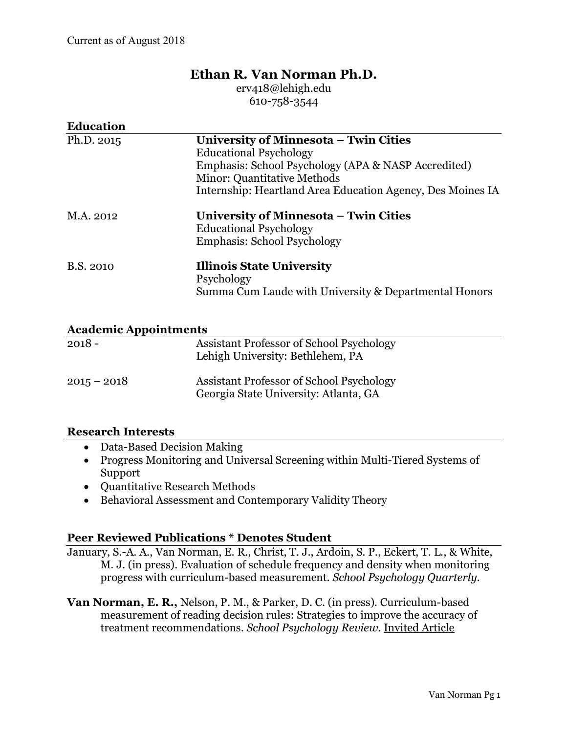Current as of August 2018

# Ethan R. Van Norman Ph.D.

erv418@lehigh.edu
610-758-3544

## Education

| | |
|---|---|
| Ph.D. 2015 | **University of Minnesota – Twin Cities**<br>Educational Psychology<br>Emphasis: School Psychology (APA & NASP Accredited)<br>Minor: Quantitative Methods<br>Internship: Heartland Area Education Agency, Des Moines IA |
| M.A. 2012 | **University of Minnesota – Twin Cities**<br>Educational Psychology<br>Emphasis: School Psychology |
| B.S. 2010 | **Illinois State University**<br>Psychology<br>Summa Cum Laude with University & Departmental Honors |

## Academic Appointments

| | |
|---|---|
| 2018 - | Assistant Professor of School Psychology<br>Lehigh University: Bethlehem, PA |
| 2015 – 2018 | Assistant Professor of School Psychology<br>Georgia State University: Atlanta, GA |

## Research Interests

- Data-Based Decision Making
- Progress Monitoring and Universal Screening within Multi-Tiered Systems of Support
- Quantitative Research Methods
- Behavioral Assessment and Contemporary Validity Theory

## Peer Reviewed Publications * Denotes Student

January, S.-A. A., Van Norman, E. R., Christ, T. J., Ardoin, S. P., Eckert, T. L., & White, M. J. (in press). Evaluation of schedule frequency and density when monitoring progress with curriculum-based measurement. *School Psychology Quarterly.*

**Van Norman, E. R.,** Nelson, P. M., & Parker, D. C. (in press). Curriculum-based measurement of reading decision rules: Strategies to improve the accuracy of treatment recommendations. *School Psychology Review.* Invited Article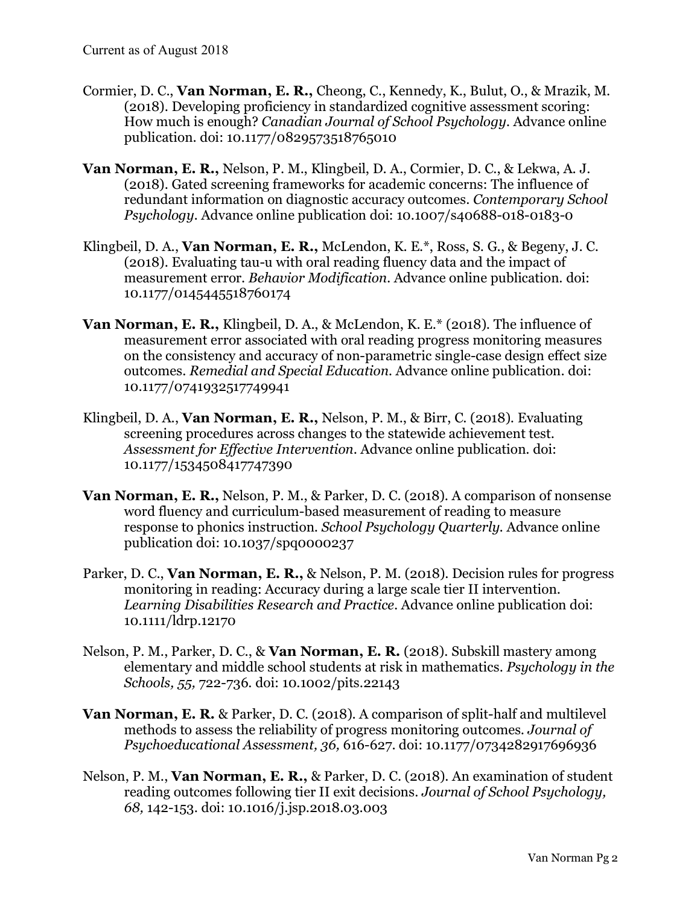Cormier, D. C., **Van Norman, E. R.,** Cheong, C., Kennedy, K., Bulut, O., & Mrazik, M. (2018). Developing proficiency in standardized cognitive assessment scoring: How much is enough? *Canadian Journal of School Psychology.* Advance online publication. doi: 10.1177/0829573518765010

**Van Norman, E. R.,** Nelson, P. M., Klingbeil, D. A., Cormier, D. C., & Lekwa, A. J. (2018). Gated screening frameworks for academic concerns: The influence of redundant information on diagnostic accuracy outcomes. *Contemporary School Psychology.* Advance online publication doi: 10.1007/s40688-018-0183-0

Klingbeil, D. A., **Van Norman, E. R.,** McLendon, K. E.*, Ross, S. G., & Begeny, J. C. (2018). Evaluating tau-u with oral reading fluency data and the impact of measurement error. *Behavior Modification.* Advance online publication. doi: 10.1177/0145445518760174

**Van Norman, E. R.,** Klingbeil, D. A., & McLendon, K. E.* (2018). The influence of measurement error associated with oral reading progress monitoring measures on the consistency and accuracy of non-parametric single-case design effect size outcomes. *Remedial and Special Education.* Advance online publication. doi: 10.1177/0741932517749941

Klingbeil, D. A., **Van Norman, E. R.,** Nelson, P. M., & Birr, C. (2018). Evaluating screening procedures across changes to the statewide achievement test. *Assessment for Effective Intervention.* Advance online publication. doi: 10.1177/1534508417747390

**Van Norman, E. R.,** Nelson, P. M., & Parker, D. C. (2018). A comparison of nonsense word fluency and curriculum-based measurement of reading to measure response to phonics instruction. *School Psychology Quarterly.* Advance online publication doi: 10.1037/spq0000237

Parker, D. C., **Van Norman, E. R.,** & Nelson, P. M. (2018). Decision rules for progress monitoring in reading: Accuracy during a large scale tier II intervention. *Learning Disabilities Research and Practice.* Advance online publication doi: 10.1111/ldrp.12170

Nelson, P. M., Parker, D. C., & **Van Norman, E. R.** (2018). Subskill mastery among elementary and middle school students at risk in mathematics. *Psychology in the Schools, 55,* 722-736. doi: 10.1002/pits.22143

**Van Norman, E. R.** & Parker, D. C. (2018). A comparison of split-half and multilevel methods to assess the reliability of progress monitoring outcomes. *Journal of Psychoeducational Assessment, 36,* 616-627. doi: 10.1177/0734282917696936

Nelson, P. M., **Van Norman, E. R.,** & Parker, D. C. (2018). An examination of student reading outcomes following tier II exit decisions. *Journal of School Psychology, 68,* 142-153. doi: 10.1016/j.jsp.2018.03.003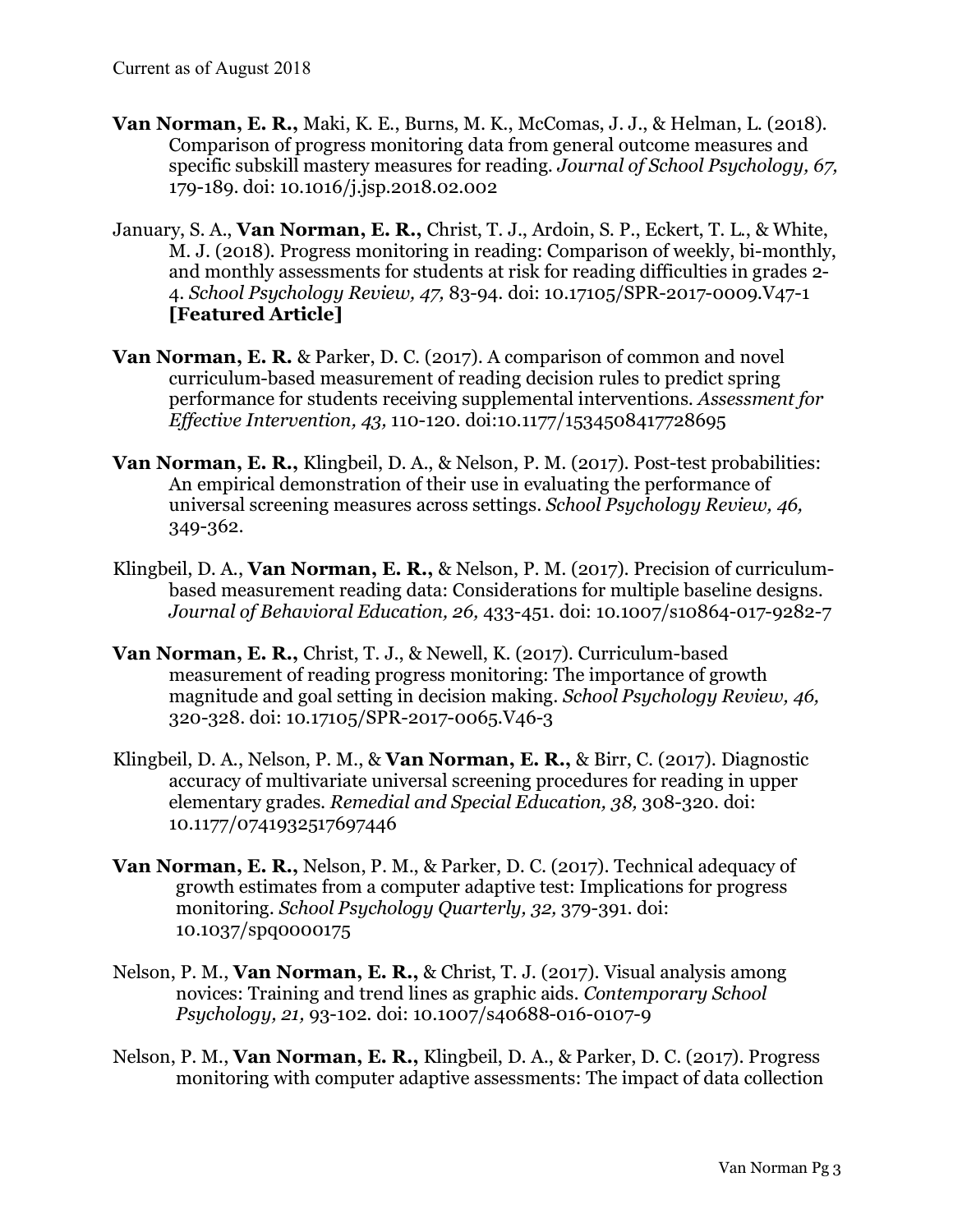**Van Norman, E. R.,** Maki, K. E., Burns, M. K., McComas, J. J., & Helman, L. (2018). Comparison of progress monitoring data from general outcome measures and specific subskill mastery measures for reading. *Journal of School Psychology, 67,* 179-189. doi: 10.1016/j.jsp.2018.02.002

January, S. A., **Van Norman, E. R.,** Christ, T. J., Ardoin, S. P., Eckert, T. L., & White, M. J. (2018). Progress monitoring in reading: Comparison of weekly, bi-monthly, and monthly assessments for students at risk for reading difficulties in grades 2-4. *School Psychology Review, 47,* 83-94. doi: 10.17105/SPR-2017-0009.V47-1 **[Featured Article]**

**Van Norman, E. R.** & Parker, D. C. (2017). A comparison of common and novel curriculum-based measurement of reading decision rules to predict spring performance for students receiving supplemental interventions. *Assessment for Effective Intervention, 43,* 110-120. doi:10.1177/1534508417728695

**Van Norman, E. R.,** Klingbeil, D. A., & Nelson, P. M. (2017). Post-test probabilities: An empirical demonstration of their use in evaluating the performance of universal screening measures across settings. *School Psychology Review, 46,* 349-362.

Klingbeil, D. A., **Van Norman, E. R.,** & Nelson, P. M. (2017). Precision of curriculum-based measurement reading data: Considerations for multiple baseline designs. *Journal of Behavioral Education, 26,* 433-451. doi: 10.1007/s10864-017-9282-7

**Van Norman, E. R.,** Christ, T. J., & Newell, K. (2017). Curriculum-based measurement of reading progress monitoring: The importance of growth magnitude and goal setting in decision making. *School Psychology Review, 46,* 320-328. doi: 10.17105/SPR-2017-0065.V46-3

Klingbeil, D. A., Nelson, P. M., & **Van Norman, E. R.,** & Birr, C. (2017). Diagnostic accuracy of multivariate universal screening procedures for reading in upper elementary grades. *Remedial and Special Education, 38,* 308-320. doi: 10.1177/0741932517697446

**Van Norman, E. R.,** Nelson, P. M., & Parker, D. C. (2017). Technical adequacy of growth estimates from a computer adaptive test: Implications for progress monitoring. *School Psychology Quarterly, 32,* 379-391. doi: 10.1037/spq0000175

Nelson, P. M., **Van Norman, E. R.,** & Christ, T. J. (2017). Visual analysis among novices: Training and trend lines as graphic aids. *Contemporary School Psychology, 21,* 93-102. doi: 10.1007/s40688-016-0107-9

Nelson, P. M., **Van Norman, E. R.,** Klingbeil, D. A., & Parker, D. C. (2017). Progress monitoring with computer adaptive assessments: The impact of data collection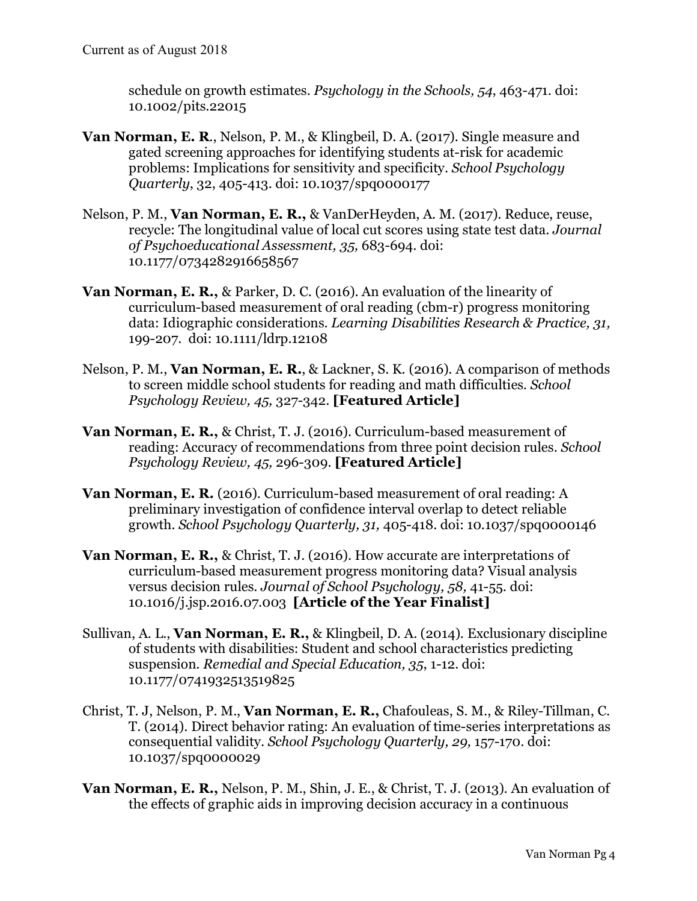schedule on growth estimates. *Psychology in the Schools, 54*, 463-471. doi: 10.1002/pits.22015

**Van Norman, E. R**., Nelson, P. M., & Klingbeil, D. A. (2017). Single measure and gated screening approaches for identifying students at-risk for academic problems: Implications for sensitivity and specificity. *School Psychology Quarterly*, 32, 405-413. doi: 10.1037/spq0000177

Nelson, P. M., **Van Norman, E. R.,** & VanDerHeyden, A. M. (2017). Reduce, reuse, recycle: The longitudinal value of local cut scores using state test data. *Journal of Psychoeducational Assessment, 35,* 683-694. doi: 10.1177/0734282916658567

**Van Norman, E. R.,** & Parker, D. C. (2016). An evaluation of the linearity of curriculum-based measurement of oral reading (cbm-r) progress monitoring data: Idiographic considerations. *Learning Disabilities Research & Practice, 31,* 199-207. doi: 10.1111/ldrp.12108

Nelson, P. M., **Van Norman, E. R.**, & Lackner, S. K. (2016). A comparison of methods to screen middle school students for reading and math difficulties. *School Psychology Review, 45,* 327-342. **[Featured Article]**

**Van Norman, E. R.,** & Christ, T. J. (2016). Curriculum-based measurement of reading: Accuracy of recommendations from three point decision rules. *School Psychology Review, 45,* 296-309. **[Featured Article]**

**Van Norman, E. R.** (2016). Curriculum-based measurement of oral reading: A preliminary investigation of confidence interval overlap to detect reliable growth. *School Psychology Quarterly, 31,* 405-418. doi: 10.1037/spq0000146

**Van Norman, E. R.,** & Christ, T. J. (2016). How accurate are interpretations of curriculum-based measurement progress monitoring data? Visual analysis versus decision rules. *Journal of School Psychology, 58,* 41-55. doi: 10.1016/j.jsp.2016.07.003 **[Article of the Year Finalist]**

Sullivan, A. L., **Van Norman, E. R.,** & Klingbeil, D. A. (2014). Exclusionary discipline of students with disabilities: Student and school characteristics predicting suspension. *Remedial and Special Education, 35*, 1-12. doi: 10.1177/0741932513519825

Christ, T. J, Nelson, P. M., **Van Norman, E. R.,** Chafouleas, S. M., & Riley-Tillman, C. T. (2014). Direct behavior rating: An evaluation of time-series interpretations as consequential validity. *School Psychology Quarterly, 29,* 157-170. doi: 10.1037/spq0000029

**Van Norman, E. R.,** Nelson, P. M., Shin, J. E., & Christ, T. J. (2013). An evaluation of the effects of graphic aids in improving decision accuracy in a continuous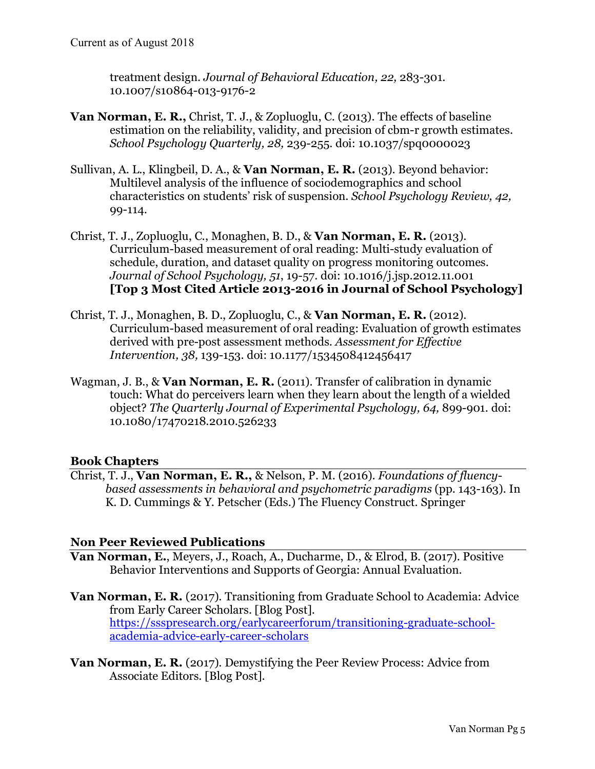treatment design. *Journal of Behavioral Education, 22,* 283-301. 10.1007/s10864-013-9176-2

**Van Norman, E. R.,** Christ, T. J., & Zopluoglu, C. (2013). The effects of baseline estimation on the reliability, validity, and precision of cbm-r growth estimates. *School Psychology Quarterly, 28,* 239-255. doi: 10.1037/spq0000023

Sullivan, A. L., Klingbeil, D. A., & **Van Norman, E. R.** (2013). Beyond behavior: Multilevel analysis of the influence of sociodemographics and school characteristics on students' risk of suspension. *School Psychology Review, 42,* 99-114.

Christ, T. J., Zopluoglu, C., Monaghen, B. D., & **Van Norman, E. R.** (2013). Curriculum-based measurement of oral reading: Multi-study evaluation of schedule, duration, and dataset quality on progress monitoring outcomes. *Journal of School Psychology, 51*, 19-57. doi: 10.1016/j.jsp.2012.11.001 **[Top 3 Most Cited Article 2013-2016 in Journal of School Psychology]**

Christ, T. J., Monaghen, B. D., Zopluoglu, C., & **Van Norman, E. R.** (2012). Curriculum-based measurement of oral reading: Evaluation of growth estimates derived with pre-post assessment methods. *Assessment for Effective Intervention, 38,* 139-153. doi: 10.1177/1534508412456417

Wagman, J. B., & **Van Norman, E. R.** (2011). Transfer of calibration in dynamic touch: What do perceivers learn when they learn about the length of a wielded object? *The Quarterly Journal of Experimental Psychology, 64,* 899-901. doi: 10.1080/17470218.2010.526233

## Book Chapters

Christ, T. J., **Van Norman, E. R.,** & Nelson, P. M. (2016). *Foundations of fluency-based assessments in behavioral and psychometric paradigms* (pp. 143-163). In K. D. Cummings & Y. Petscher (Eds.) The Fluency Construct. Springer

## Non Peer Reviewed Publications

**Van Norman, E.**, Meyers, J., Roach, A., Ducharme, D., & Elrod, B. (2017). Positive Behavior Interventions and Supports of Georgia: Annual Evaluation.

**Van Norman, E. R.** (2017). Transitioning from Graduate School to Academia: Advice from Early Career Scholars. [Blog Post]. https://ssspresearch.org/earlycareerforum/transitioning-graduate-school-academia-advice-early-career-scholars

**Van Norman, E. R.** (2017). Demystifying the Peer Review Process: Advice from Associate Editors. [Blog Post].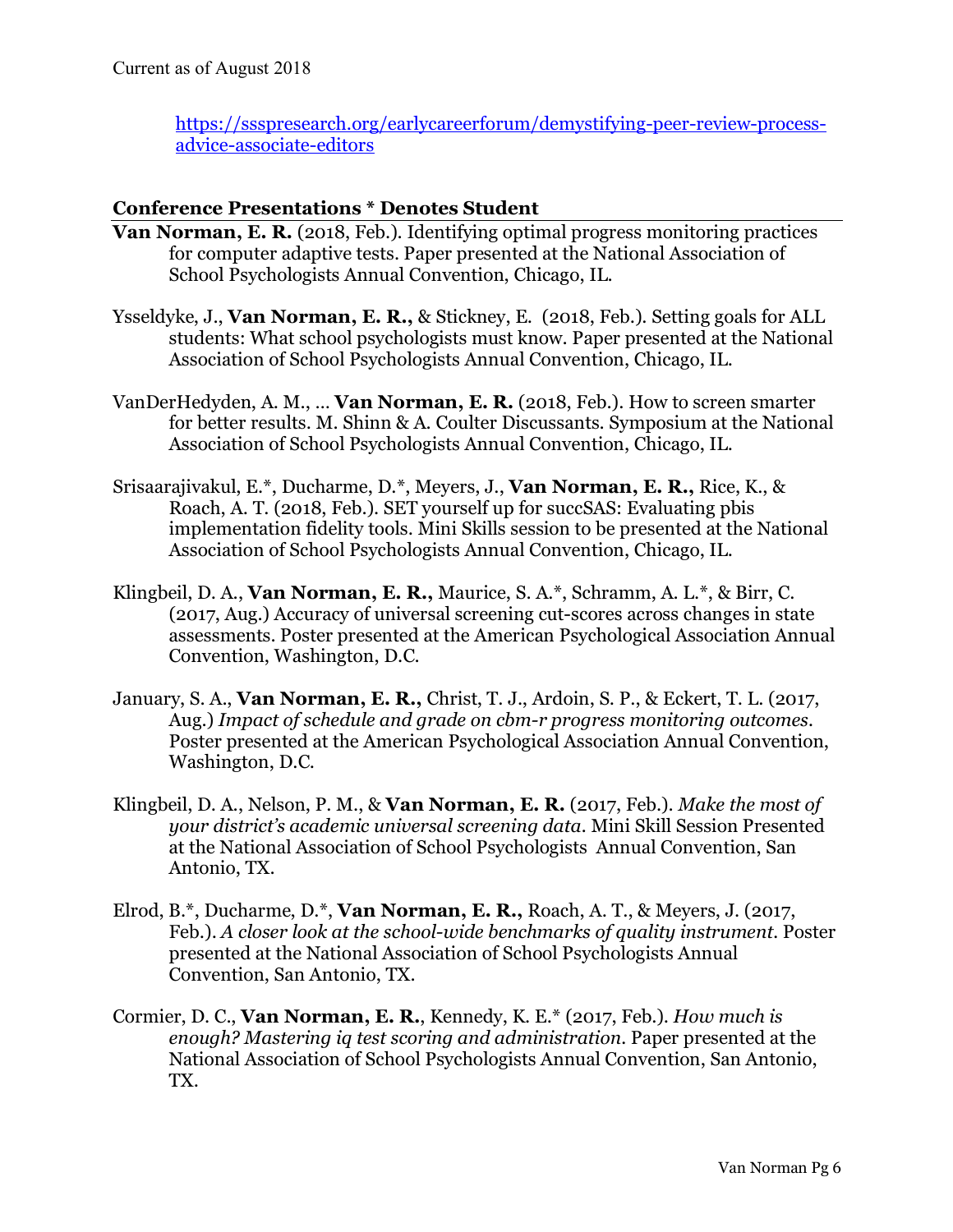https://ssspresearch.org/earlycareerforum/demystifying-peer-review-process-advice-associate-editors

## Conference Presentations * Denotes Student

**Van Norman, E. R.** (2018, Feb.). Identifying optimal progress monitoring practices for computer adaptive tests. Paper presented at the National Association of School Psychologists Annual Convention, Chicago, IL.

Ysseldyke, J., **Van Norman, E. R.,** & Stickney, E. (2018, Feb.). Setting goals for ALL students: What school psychologists must know. Paper presented at the National Association of School Psychologists Annual Convention, Chicago, IL.

VanDerHedyden, A. M., … **Van Norman, E. R.** (2018, Feb.). How to screen smarter for better results. M. Shinn & A. Coulter Discussants. Symposium at the National Association of School Psychologists Annual Convention, Chicago, IL.

Srisaarajivakul, E.*, Ducharme, D.*, Meyers, J., **Van Norman, E. R.,** Rice, K., & Roach, A. T. (2018, Feb.). SET yourself up for succSAS: Evaluating pbis implementation fidelity tools. Mini Skills session to be presented at the National Association of School Psychologists Annual Convention, Chicago, IL.

Klingbeil, D. A., **Van Norman, E. R.,** Maurice, S. A.*, Schramm, A. L.*, & Birr, C. (2017, Aug.) Accuracy of universal screening cut-scores across changes in state assessments. Poster presented at the American Psychological Association Annual Convention, Washington, D.C.

January, S. A., **Van Norman, E. R.,** Christ, T. J., Ardoin, S. P., & Eckert, T. L. (2017, Aug.) *Impact of schedule and grade on cbm-r progress monitoring outcomes*. Poster presented at the American Psychological Association Annual Convention, Washington, D.C.

Klingbeil, D. A., Nelson, P. M., & **Van Norman, E. R.** (2017, Feb.). *Make the most of your district's academic universal screening data*. Mini Skill Session Presented at the National Association of School Psychologists Annual Convention, San Antonio, TX.

Elrod, B.*, Ducharme, D.*, **Van Norman, E. R.,** Roach, A. T., & Meyers, J. (2017, Feb.). *A closer look at the school-wide benchmarks of quality instrument*. Poster presented at the National Association of School Psychologists Annual Convention, San Antonio, TX.

Cormier, D. C., **Van Norman, E. R.**, Kennedy, K. E.* (2017, Feb.). *How much is enough? Mastering iq test scoring and administration*. Paper presented at the National Association of School Psychologists Annual Convention, San Antonio, TX.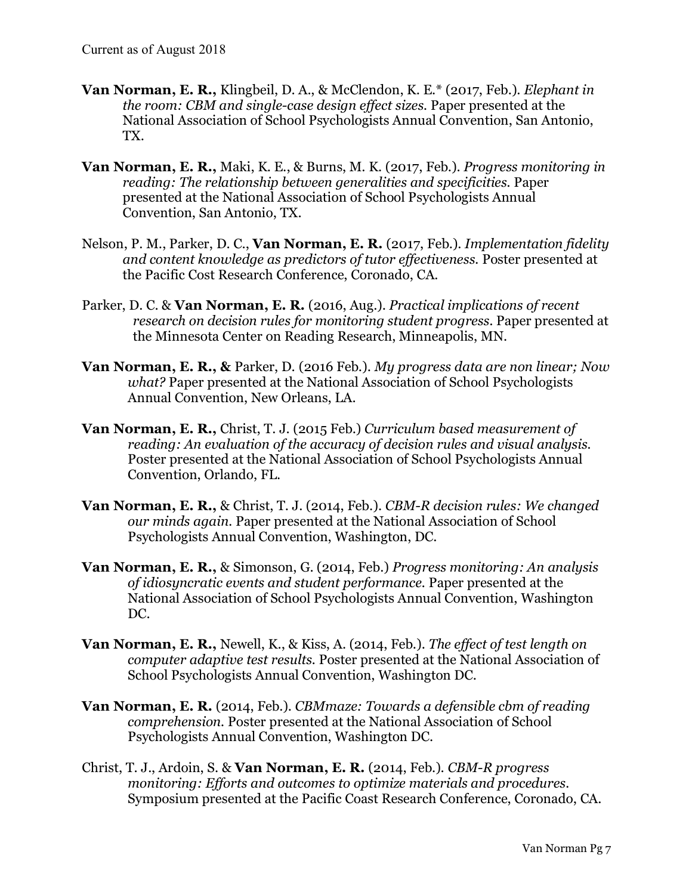**Van Norman, E. R.,** Klingbeil, D. A., & McClendon, K. E.* (2017, Feb.). *Elephant in the room: CBM and single-case design effect sizes.* Paper presented at the National Association of School Psychologists Annual Convention, San Antonio, TX.

**Van Norman, E. R.,** Maki, K. E., & Burns, M. K. (2017, Feb.). *Progress monitoring in reading: The relationship between generalities and specificities.* Paper presented at the National Association of School Psychologists Annual Convention, San Antonio, TX.

Nelson, P. M., Parker, D. C., **Van Norman, E. R.** (2017, Feb.). *Implementation fidelity and content knowledge as predictors of tutor effectiveness.* Poster presented at the Pacific Cost Research Conference, Coronado, CA.

Parker, D. C. & **Van Norman, E. R.** (2016, Aug.). *Practical implications of recent research on decision rules for monitoring student progress.* Paper presented at the Minnesota Center on Reading Research, Minneapolis, MN.

**Van Norman, E. R., &** Parker, D. (2016 Feb.). *My progress data are non linear; Now what?* Paper presented at the National Association of School Psychologists Annual Convention, New Orleans, LA.

**Van Norman, E. R.,** Christ, T. J. (2015 Feb.) *Curriculum based measurement of reading: An evaluation of the accuracy of decision rules and visual analysis.* Poster presented at the National Association of School Psychologists Annual Convention, Orlando, FL.

**Van Norman, E. R.,** & Christ, T. J. (2014, Feb.). *CBM-R decision rules: We changed our minds again.* Paper presented at the National Association of School Psychologists Annual Convention, Washington, DC.

**Van Norman, E. R.,** & Simonson, G. (2014, Feb.) *Progress monitoring: An analysis of idiosyncratic events and student performance.* Paper presented at the National Association of School Psychologists Annual Convention, Washington DC.

**Van Norman, E. R.,** Newell, K., & Kiss, A. (2014, Feb.). *The effect of test length on computer adaptive test results.* Poster presented at the National Association of School Psychologists Annual Convention, Washington DC.

**Van Norman, E. R.** (2014, Feb.). *CBMmaze: Towards a defensible cbm of reading comprehension.* Poster presented at the National Association of School Psychologists Annual Convention, Washington DC.

Christ, T. J., Ardoin, S. & **Van Norman, E. R.** (2014, Feb.). *CBM-R progress monitoring: Efforts and outcomes to optimize materials and procedures.* Symposium presented at the Pacific Coast Research Conference, Coronado, CA.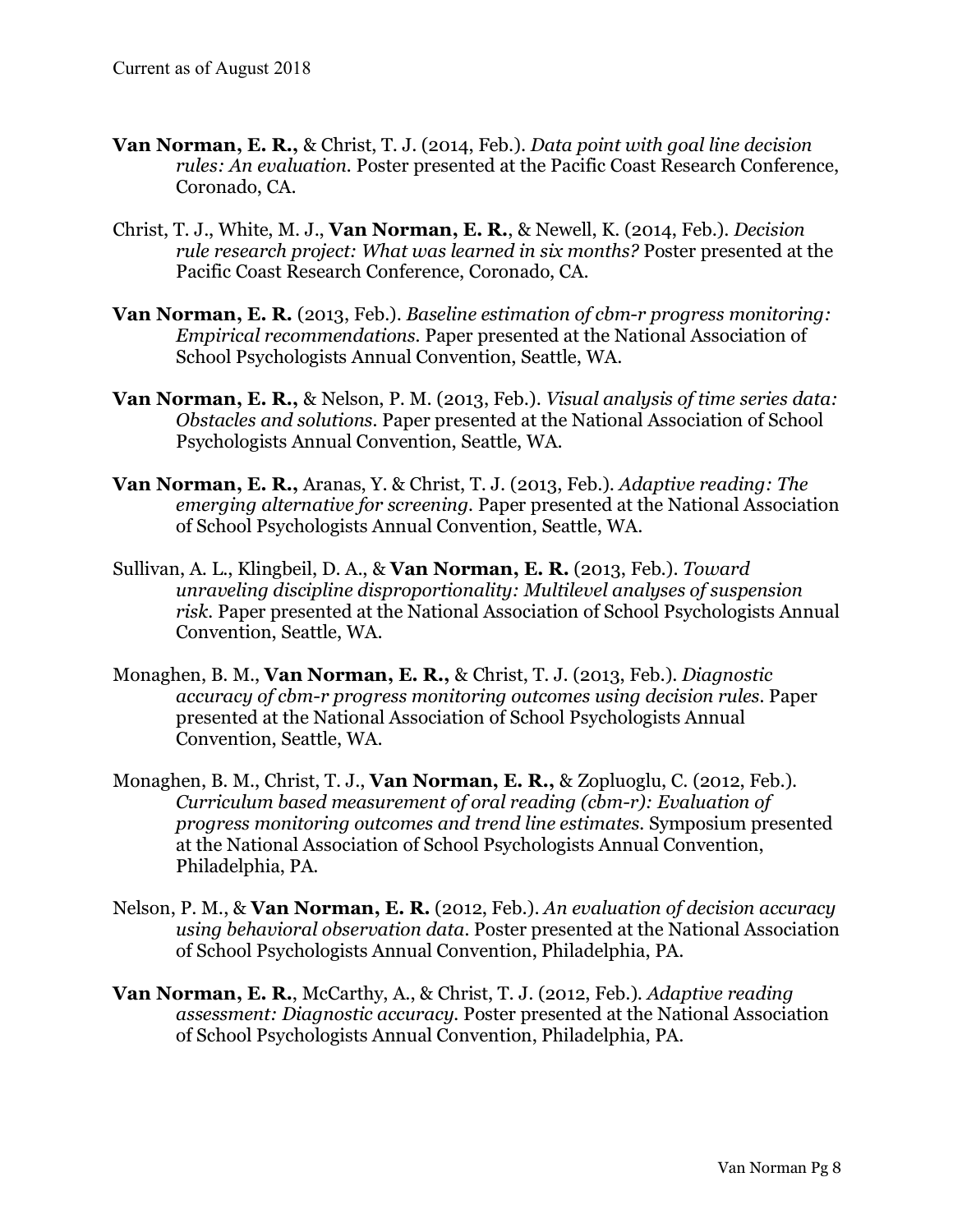**Van Norman, E. R.,** & Christ, T. J. (2014, Feb.). *Data point with goal line decision rules: An evaluation.* Poster presented at the Pacific Coast Research Conference, Coronado, CA.

Christ, T. J., White, M. J., **Van Norman, E. R.**, & Newell, K. (2014, Feb.). *Decision rule research project: What was learned in six months?* Poster presented at the Pacific Coast Research Conference, Coronado, CA.

**Van Norman, E. R.** (2013, Feb.). *Baseline estimation of cbm-r progress monitoring: Empirical recommendations.* Paper presented at the National Association of School Psychologists Annual Convention, Seattle, WA.

**Van Norman, E. R.,** & Nelson, P. M. (2013, Feb.). *Visual analysis of time series data: Obstacles and solutions.* Paper presented at the National Association of School Psychologists Annual Convention, Seattle, WA.

**Van Norman, E. R.,** Aranas, Y. & Christ, T. J. (2013, Feb.). *Adaptive reading: The emerging alternative for screening.* Paper presented at the National Association of School Psychologists Annual Convention, Seattle, WA.

Sullivan, A. L., Klingbeil, D. A., & **Van Norman, E. R.** (2013, Feb.). *Toward unraveling discipline disproportionality: Multilevel analyses of suspension risk.* Paper presented at the National Association of School Psychologists Annual Convention, Seattle, WA.

Monaghen, B. M., **Van Norman, E. R.,** & Christ, T. J. (2013, Feb.). *Diagnostic accuracy of cbm-r progress monitoring outcomes using decision rules.* Paper presented at the National Association of School Psychologists Annual Convention, Seattle, WA.

Monaghen, B. M., Christ, T. J., **Van Norman, E. R.,** & Zopluoglu, C. (2012, Feb.). *Curriculum based measurement of oral reading (cbm-r): Evaluation of progress monitoring outcomes and trend line estimates.* Symposium presented at the National Association of School Psychologists Annual Convention, Philadelphia, PA.

Nelson, P. M., & **Van Norman, E. R.** (2012, Feb.). *An evaluation of decision accuracy using behavioral observation data.* Poster presented at the National Association of School Psychologists Annual Convention, Philadelphia, PA.

**Van Norman, E. R.**, McCarthy, A., & Christ, T. J. (2012, Feb.). *Adaptive reading assessment: Diagnostic accuracy.* Poster presented at the National Association of School Psychologists Annual Convention, Philadelphia, PA.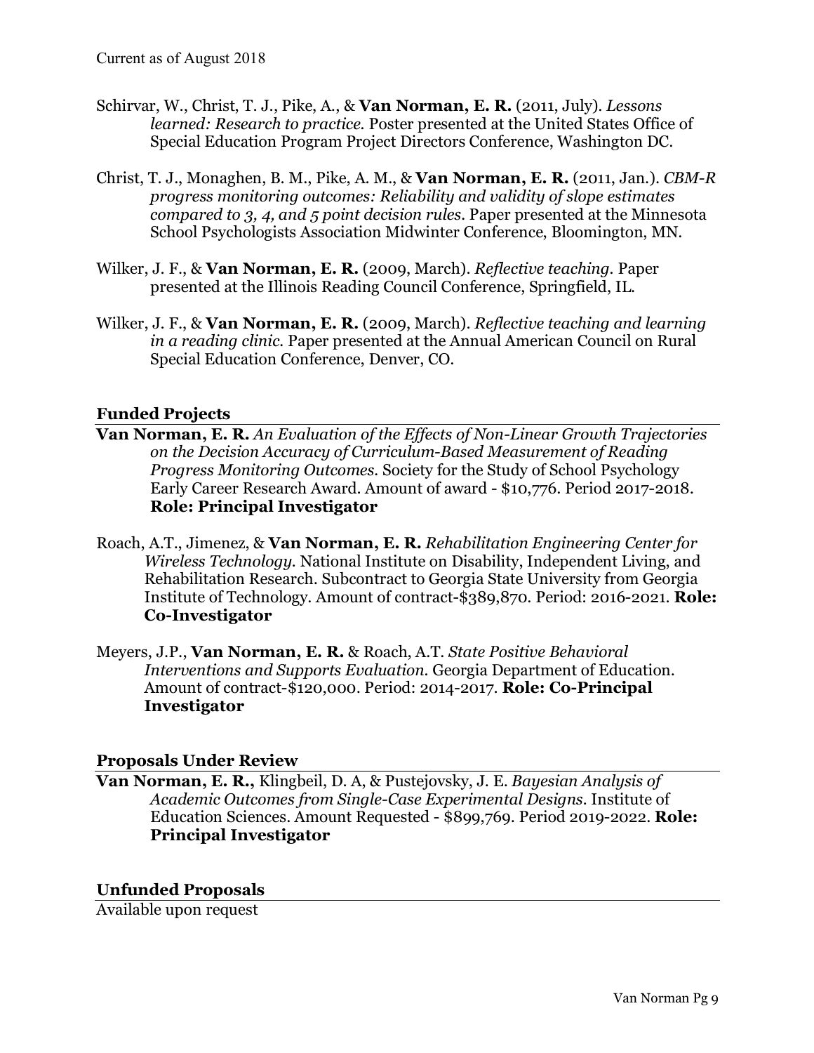Schirvar, W., Christ, T. J., Pike, A., & **Van Norman, E. R.** (2011, July). *Lessons learned: Research to practice.* Poster presented at the United States Office of Special Education Program Project Directors Conference, Washington DC.

Christ, T. J., Monaghen, B. M., Pike, A. M., & **Van Norman, E. R.** (2011, Jan.). *CBM-R progress monitoring outcomes: Reliability and validity of slope estimates compared to 3, 4, and 5 point decision rules.* Paper presented at the Minnesota School Psychologists Association Midwinter Conference, Bloomington, MN.

Wilker, J. F., & **Van Norman, E. R.** (2009, March). *Reflective teaching.* Paper presented at the Illinois Reading Council Conference, Springfield, IL.

Wilker, J. F., & **Van Norman, E. R.** (2009, March). *Reflective teaching and learning in a reading clinic.* Paper presented at the Annual American Council on Rural Special Education Conference, Denver, CO.

## Funded Projects

**Van Norman, E. R.** *An Evaluation of the Effects of Non-Linear Growth Trajectories on the Decision Accuracy of Curriculum-Based Measurement of Reading Progress Monitoring Outcomes.* Society for the Study of School Psychology Early Career Research Award. Amount of award - $10,776. Period 2017-2018. **Role: Principal Investigator**

Roach, A.T., Jimenez, & **Van Norman, E. R.** *Rehabilitation Engineering Center for Wireless Technology.* National Institute on Disability, Independent Living, and Rehabilitation Research. Subcontract to Georgia State University from Georgia Institute of Technology. Amount of contract-$389,870. Period: 2016-2021. **Role: Co-Investigator**

Meyers, J.P., **Van Norman, E. R.** & Roach, A.T. *State Positive Behavioral Interventions and Supports Evaluation.* Georgia Department of Education. Amount of contract-$120,000. Period: 2014-2017. **Role: Co-Principal Investigator**

## Proposals Under Review

**Van Norman, E. R.,** Klingbeil, D. A, & Pustejovsky, J. E. *Bayesian Analysis of Academic Outcomes from Single-Case Experimental Designs.* Institute of Education Sciences. Amount Requested - $899,769. Period 2019-2022. **Role: Principal Investigator**

## Unfunded Proposals

Available upon request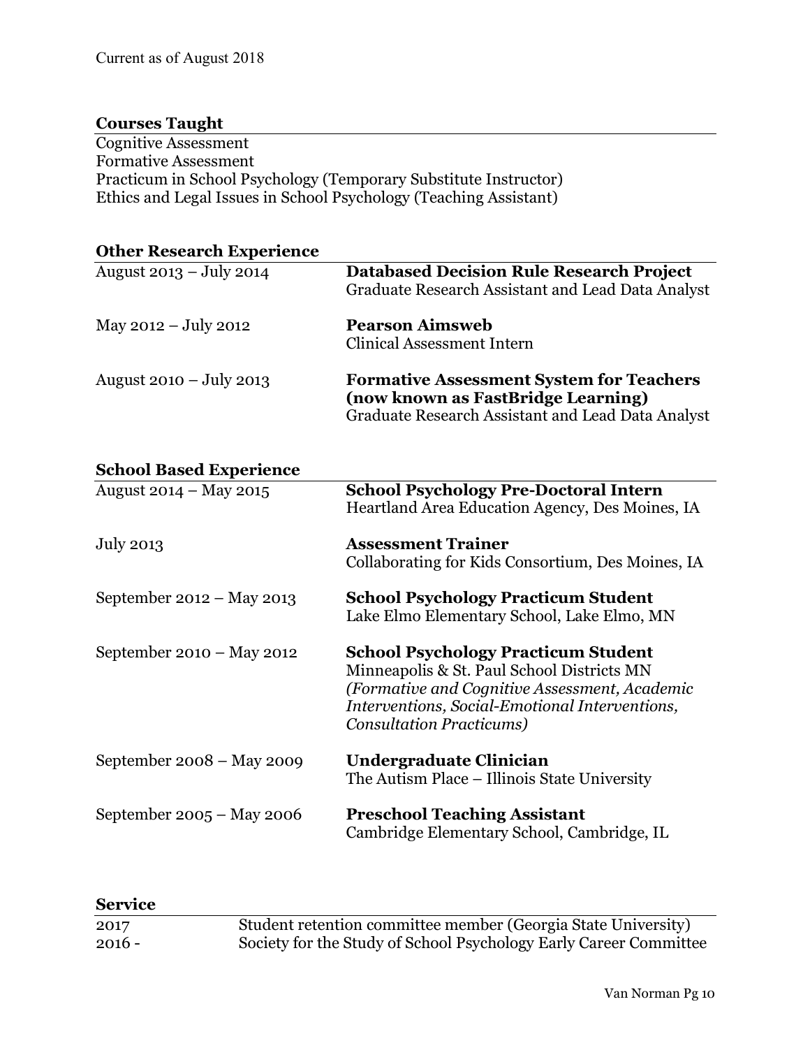Current as of August 2018

## Courses Taught

Cognitive Assessment
Formative Assessment
Practicum in School Psychology (Temporary Substitute Instructor)
Ethics and Legal Issues in School Psychology (Teaching Assistant)

## Other Research Experience

| | |
|---|---|
| August 2013 – July 2014 | **Databased Decision Rule Research Project**<br>Graduate Research Assistant and Lead Data Analyst |
| May 2012 – July 2012 | **Pearson Aimsweb**<br>Clinical Assessment Intern |
| August 2010 – July 2013 | **Formative Assessment System for Teachers (now known as FastBridge Learning)**<br>Graduate Research Assistant and Lead Data Analyst |

## School Based Experience

| | |
|---|---|
| August 2014 – May 2015 | **School Psychology Pre-Doctoral Intern**<br>Heartland Area Education Agency, Des Moines, IA |
| July 2013 | **Assessment Trainer**<br>Collaborating for Kids Consortium, Des Moines, IA |
| September 2012 – May 2013 | **School Psychology Practicum Student**<br>Lake Elmo Elementary School, Lake Elmo, MN |
| September 2010 – May 2012 | **School Psychology Practicum Student**<br>Minneapolis & St. Paul School Districts MN<br>*(Formative and Cognitive Assessment, Academic Interventions, Social-Emotional Interventions, Consultation Practicums)* |
| September 2008 – May 2009 | **Undergraduate Clinician**<br>The Autism Place – Illinois State University |
| September 2005 – May 2006 | **Preschool Teaching Assistant**<br>Cambridge Elementary School, Cambridge, IL |

## Service

| | |
|---|---|
| 2017 | Student retention committee member (Georgia State University) |
| 2016 - | Society for the Study of School Psychology Early Career Committee |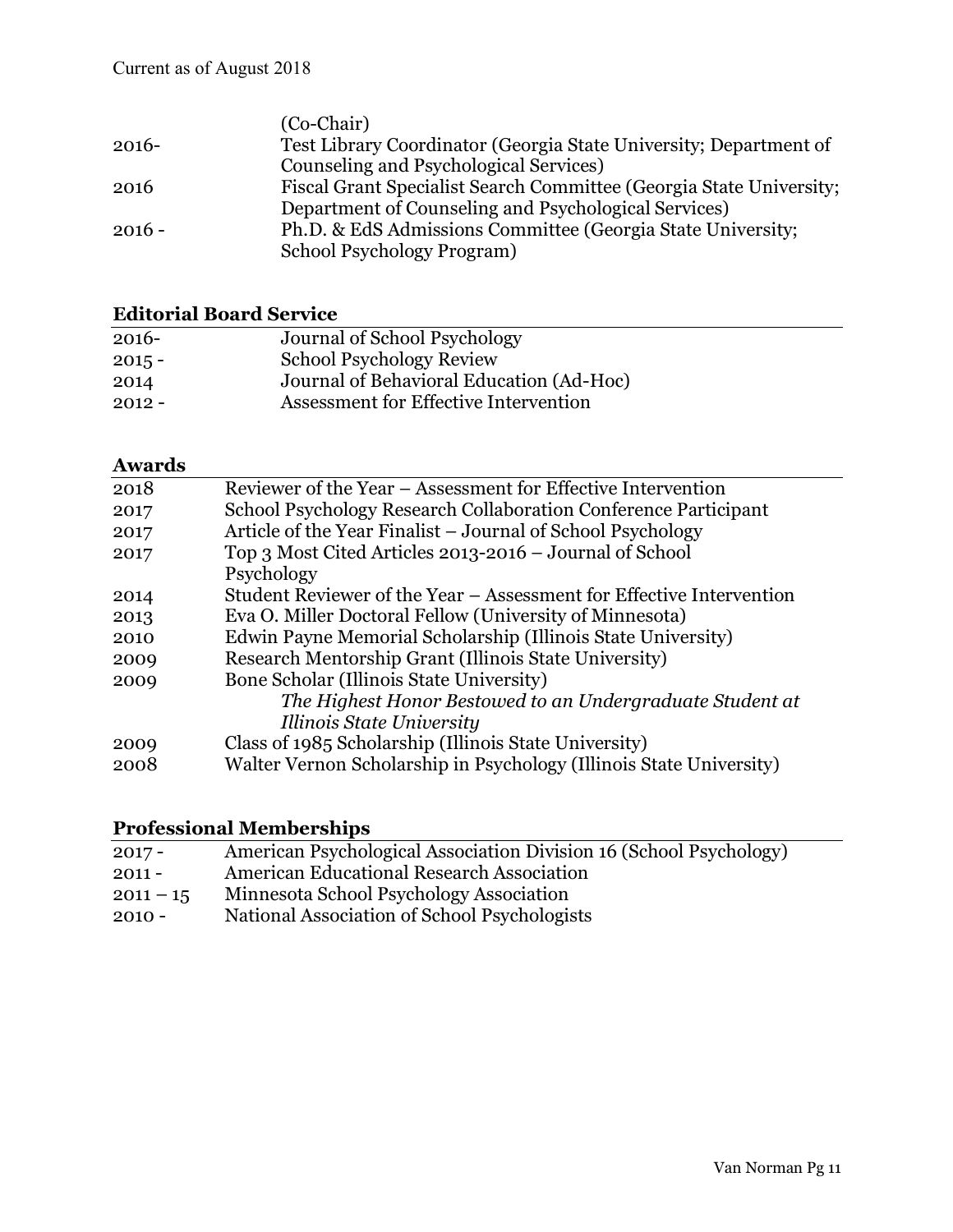| | |
|---|---|
| | (Co-Chair) |
| 2016- | Test Library Coordinator (Georgia State University; Department of Counseling and Psychological Services) |
| 2016 | Fiscal Grant Specialist Search Committee (Georgia State University; Department of Counseling and Psychological Services) |
| 2016 - | Ph.D. & EdS Admissions Committee (Georgia State University; School Psychology Program) |

## Editorial Board Service

| | |
|---|---|
| 2016- | Journal of School Psychology |
| 2015 - | School Psychology Review |
| 2014 | Journal of Behavioral Education (Ad-Hoc) |
| 2012 - | Assessment for Effective Intervention |

## Awards

| | |
|---|---|
| 2018 | Reviewer of the Year – Assessment for Effective Intervention |
| 2017 | School Psychology Research Collaboration Conference Participant |
| 2017 | Article of the Year Finalist – Journal of School Psychology |
| 2017 | Top 3 Most Cited Articles 2013-2016 – Journal of School Psychology |
| 2014 | Student Reviewer of the Year – Assessment for Effective Intervention |
| 2013 | Eva O. Miller Doctoral Fellow (University of Minnesota) |
| 2010 | Edwin Payne Memorial Scholarship (Illinois State University) |
| 2009 | Research Mentorship Grant (Illinois State University) |
| 2009 | Bone Scholar (Illinois State University) *The Highest Honor Bestowed to an Undergraduate Student at Illinois State University* |
| 2009 | Class of 1985 Scholarship (Illinois State University) |
| 2008 | Walter Vernon Scholarship in Psychology (Illinois State University) |

## Professional Memberships

| | |
|---|---|
| 2017 - | American Psychological Association Division 16 (School Psychology) |
| 2011 - | American Educational Research Association |
| 2011 – 15 | Minnesota School Psychology Association |
| 2010 - | National Association of School Psychologists |